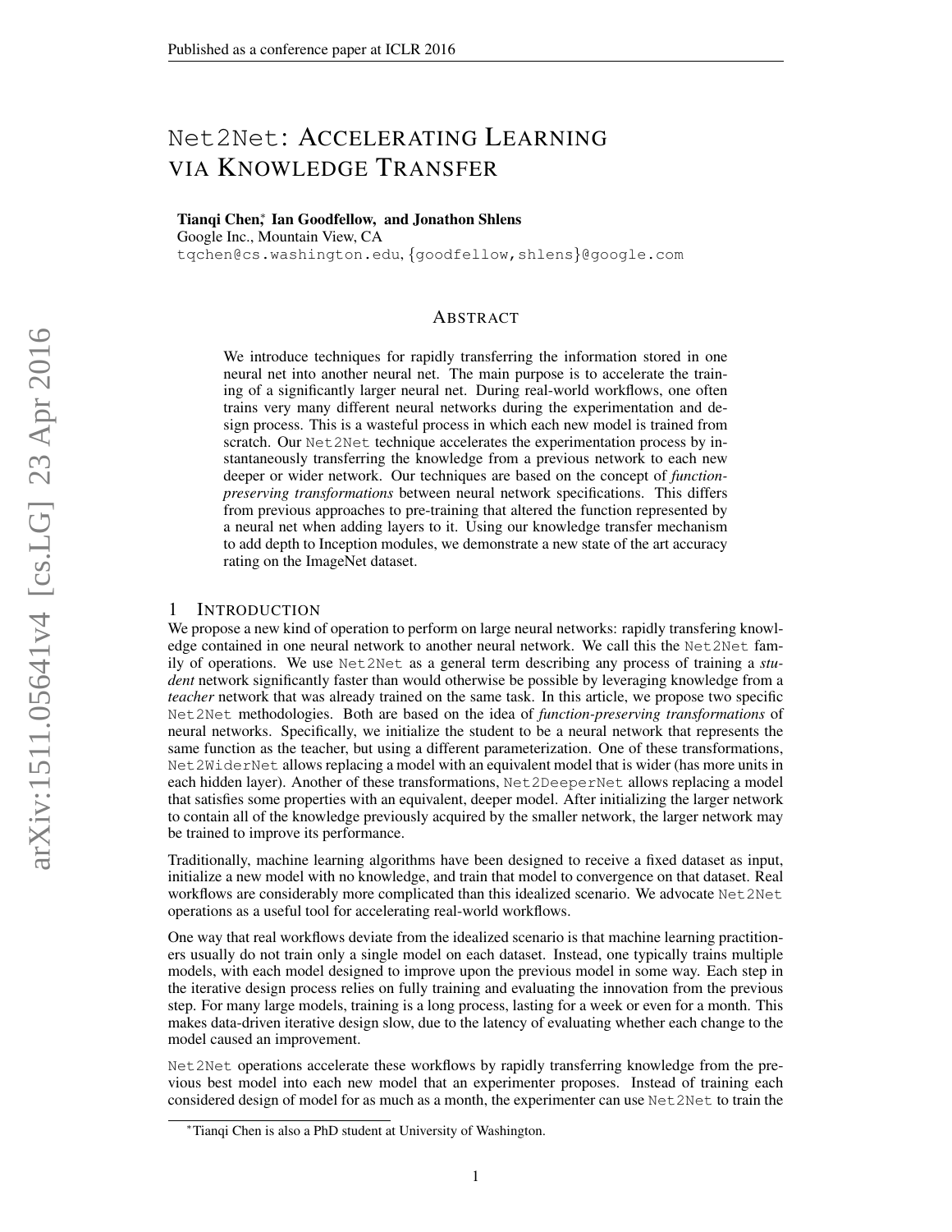# Net2Net: Accelerating Learning via Knowledge Transfer

**Tianqi Chen**[*], **Ian Goodfellow, and Jonathon Shlens**
Google Inc., Mountain View, CA
tqchen@cs.washington.edu, {goodfellow,shlens}@google.com

## Abstract

We introduce techniques for rapidly transferring the information stored in one neural net into another neural net. The main purpose is to accelerate the training of a significantly larger neural net. During real-world workflows, one often trains very many different neural networks during the experimentation and design process. This is a wasteful process in which each new model is trained from scratch. Our Net2Net technique accelerates the experimentation process by instantaneously transferring the knowledge from a previous network to each new deeper or wider network. Our techniques are based on the concept of *function-preserving transformations* between neural network specifications. This differs from previous approaches to pre-training that altered the function represented by a neural net when adding layers to it. Using our knowledge transfer mechanism to add depth to Inception modules, we demonstrate a new state of the art accuracy rating on the ImageNet dataset.

## 1 Introduction

We propose a new kind of operation to perform on large neural networks: rapidly transfering knowledge contained in one neural network to another neural network. We call this the Net2Net family of operations. We use Net2Net as a general term describing any process of training a *student* network significantly faster than would otherwise be possible by leveraging knowledge from a *teacher* network that was already trained on the same task. In this article, we propose two specific Net2Net methodologies. Both are based on the idea of *function-preserving transformations* of neural networks. Specifically, we initialize the student to be a neural network that represents the same function as the teacher, but using a different parameterization. One of these transformations, Net2WiderNet allows replacing a model with an equivalent model that is wider (has more units in each hidden layer). Another of these transformations, Net2DeeperNet allows replacing a model that satisfies some properties with an equivalent, deeper model. After initializing the larger network to contain all of the knowledge previously acquired by the smaller network, the larger network may be trained to improve its performance.

Traditionally, machine learning algorithms have been designed to receive a fixed dataset as input, initialize a new model with no knowledge, and train that model to convergence on that dataset. Real workflows are considerably more complicated than this idealized scenario. We advocate Net2Net operations as a useful tool for accelerating real-world workflows.

One way that real workflows deviate from the idealized scenario is that machine learning practitioners usually do not train only a single model on each dataset. Instead, one typically trains multiple models, with each model designed to improve upon the previous model in some way. Each step in the iterative design process relies on fully training and evaluating the innovation from the previous step. For many large models, training is a long process, lasting for a week or even for a month. This makes data-driven iterative design slow, due to the latency of evaluating whether each change to the model caused an improvement.

Net2Net operations accelerate these workflows by rapidly transferring knowledge from the previous best model into each new model that an experimenter proposes. Instead of training each considered design of model for as much as a month, the experimenter can use Net2Net to train the

[*] Tianqi Chen is also a PhD student at University of Washington.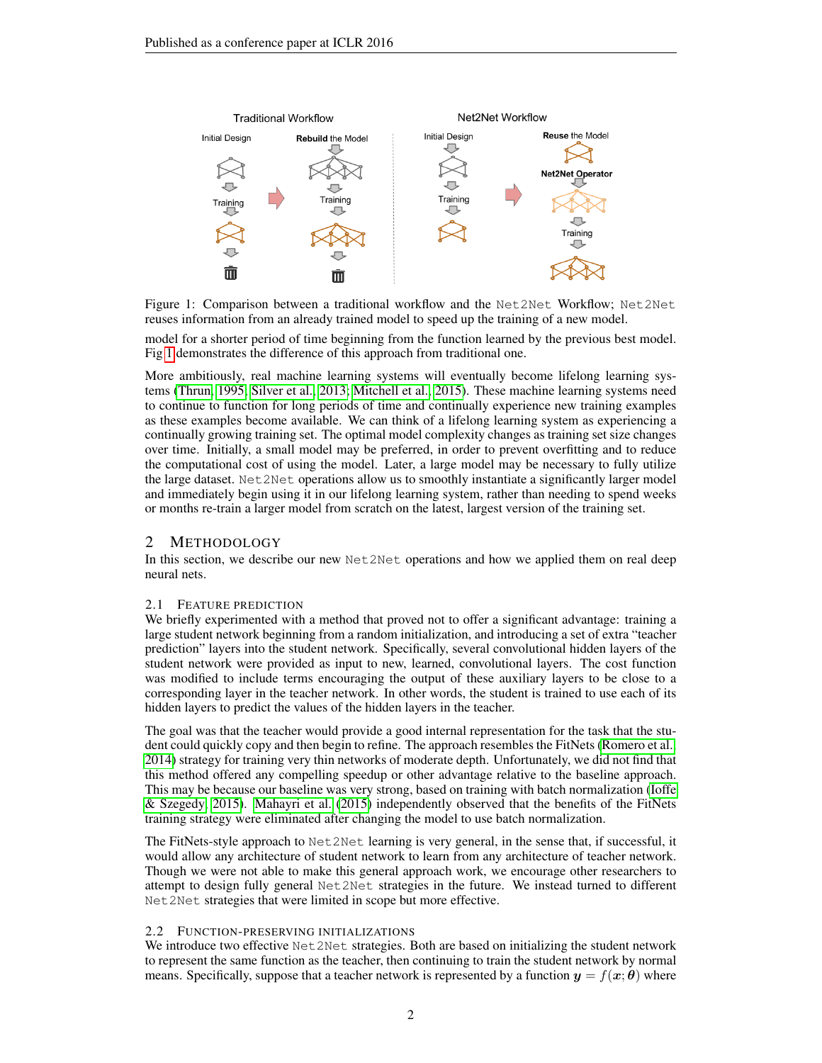Figure 1: Comparison between a traditional workflow and the Net2Net Workflow; Net2Net reuses information from an already trained model to speed up the training of a new model.

model for a shorter period of time beginning from the function learned by the previous best model. Fig 1 demonstrates the difference of this approach from traditional one.

More ambitiously, real machine learning systems will eventually become lifelong learning systems (Thrun, 1995; Silver et al., 2013; Mitchell et al., 2015). These machine learning systems need to continue to function for long periods of time and continually experience new training examples as these examples become available. We can think of a lifelong learning system as experiencing a continually growing training set. The optimal model complexity changes as training set size changes over time. Initially, a small model may be preferred, in order to prevent overfitting and to reduce the computational cost of using the model. Later, a large model may be necessary to fully utilize the large dataset. Net2Net operations allow us to smoothly instantiate a significantly larger model and immediately begin using it in our lifelong learning system, rather than needing to spend weeks or months re-train a larger model from scratch on the latest, largest version of the training set.

## 2 Methodology

In this section, we describe our new Net2Net operations and how we applied them on real deep neural nets.

### 2.1 Feature prediction

We briefly experimented with a method that proved not to offer a significant advantage: training a large student network beginning from a random initialization, and introducing a set of extra "teacher prediction" layers into the student network. Specifically, several convolutional hidden layers of the student network were provided as input to new, learned, convolutional layers. The cost function was modified to include terms encouraging the output of these auxiliary layers to be close to a corresponding layer in the teacher network. In other words, the student is trained to use each of its hidden layers to predict the values of the hidden layers in the teacher.

The goal was that the teacher would provide a good internal representation for the task that the student could quickly copy and then begin to refine. The approach resembles the FitNets (Romero et al., 2014) strategy for training very thin networks of moderate depth. Unfortunately, we did not find that this method offered any compelling speedup or other advantage relative to the baseline approach. This may be because our baseline was very strong, based on training with batch normalization (Ioffe & Szegedy, 2015). Mahayri et al. (2015) independently observed that the benefits of the FitNets training strategy were eliminated after changing the model to use batch normalization.

The FitNets-style approach to Net2Net learning is very general, in the sense that, if successful, it would allow any architecture of student network to learn from any architecture of teacher network. Though we were not able to make this general approach work, we encourage other researchers to attempt to design fully general Net2Net strategies in the future. We instead turned to different Net2Net strategies that were limited in scope but more effective.

### 2.2 Function-preserving initializations

We introduce two effective Net2Net strategies. Both are based on initializing the student network to represent the same function as the teacher, then continuing to train the student network by normal means. Specifically, suppose that a teacher network is represented by a function $\boldsymbol{y} = f(\boldsymbol{x}; \boldsymbol{\theta})$ where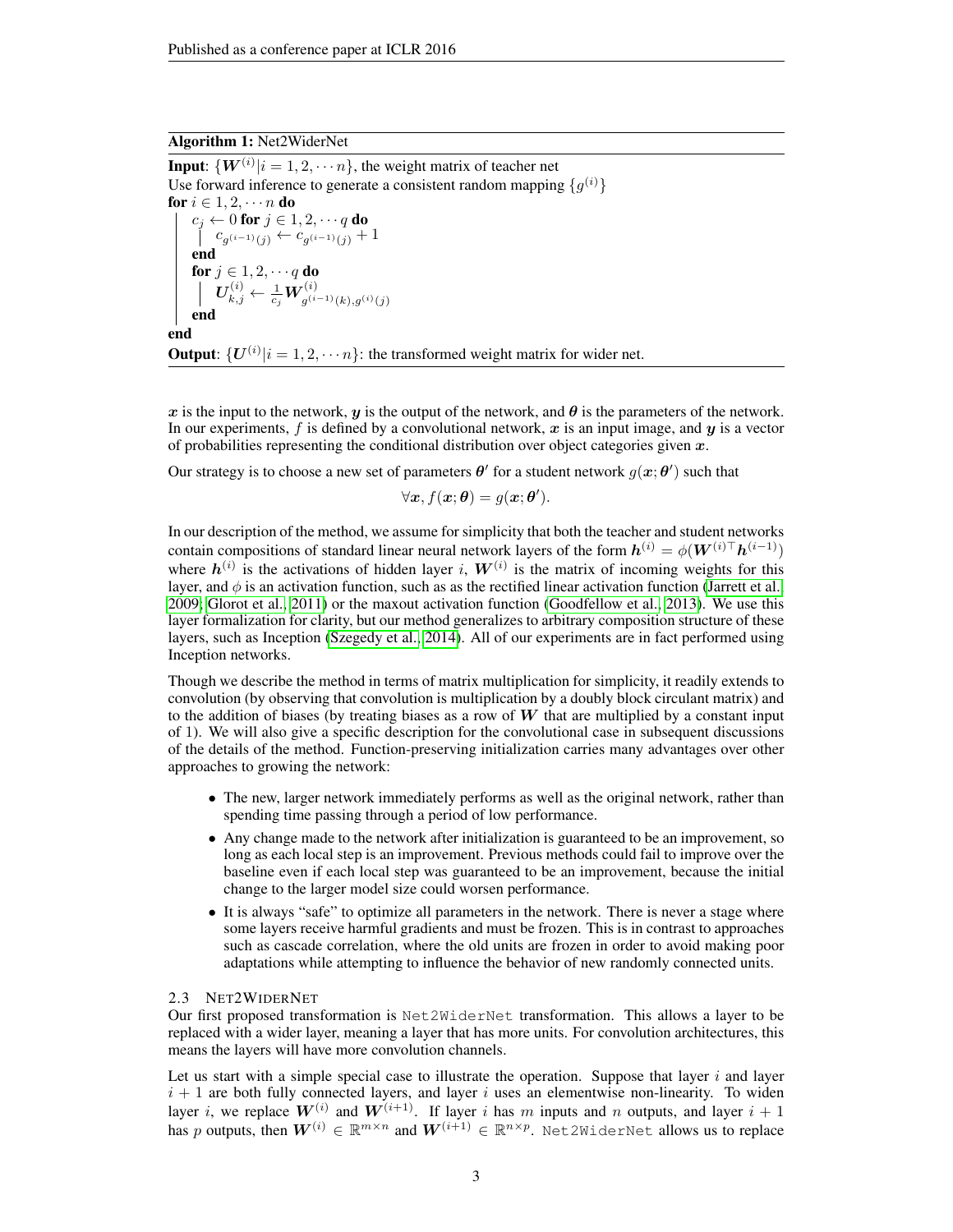**Algorithm 1:** Net2WiderNet

**Input**: $\{\boldsymbol{W}^{(i)}|i = 1, 2, \cdots n\}$, the weight matrix of teacher net
Use forward inference to generate a consistent random mapping $\{g^{(i)}\}$
**for** $i \in 1, 2, \cdots n$ **do**
  $c_j \leftarrow 0$ **for** $j \in 1, 2, \cdots q$ **do**
    $c_{g^{(i-1)}(j)} \leftarrow c_{g^{(i-1)}(j)} + 1$
  **end**
  **for** $j \in 1, 2, \cdots q$ **do**
    $\boldsymbol{U}^{(i)}_{k,j} \leftarrow \frac{1}{c_j} \boldsymbol{W}^{(i)}_{g^{(i-1)}(k), g^{(i)}(j)}$
  **end**
**end**
**Output**: $\{\boldsymbol{U}^{(i)}|i = 1, 2, \cdots n\}$: the transformed weight matrix for wider net.

$\boldsymbol{x}$ is the input to the network, $\boldsymbol{y}$ is the output of the network, and $\boldsymbol{\theta}$ is the parameters of the network. In our experiments, $f$ is defined by a convolutional network, $\boldsymbol{x}$ is an input image, and $\boldsymbol{y}$ is a vector of probabilities representing the conditional distribution over object categories given $\boldsymbol{x}$.

Our strategy is to choose a new set of parameters $\boldsymbol{\theta}'$ for a student network $g(\boldsymbol{x}; \boldsymbol{\theta}')$ such that

$$\forall \boldsymbol{x}, f(\boldsymbol{x}; \boldsymbol{\theta}) = g(\boldsymbol{x}; \boldsymbol{\theta}').$$

In our description of the method, we assume for simplicity that both the teacher and student networks contain compositions of standard linear neural network layers of the form $\boldsymbol{h}^{(i)} = \phi(\boldsymbol{W}^{(i)\top} \boldsymbol{h}^{(i-1)})$ where $\boldsymbol{h}^{(i)}$ is the activations of hidden layer $i$, $\boldsymbol{W}^{(i)}$ is the matrix of incoming weights for this layer, and $\phi$ is an activation function, such as as the rectified linear activation function (Jarrett et al., 2009; Glorot et al., 2011) or the maxout activation function (Goodfellow et al., 2013). We use this layer formalization for clarity, but our method generalizes to arbitrary composition structure of these layers, such as Inception (Szegedy et al., 2014). All of our experiments are in fact performed using Inception networks.

Though we describe the method in terms of matrix multiplication for simplicity, it readily extends to convolution (by observing that convolution is multiplication by a doubly block circulant matrix) and to the addition of biases (by treating biases as a row of $\boldsymbol{W}$ that are multiplied by a constant input of 1). We will also give a specific description for the convolutional case in subsequent discussions of the details of the method. Function-preserving initialization carries many advantages over other approaches to growing the network:

- The new, larger network immediately performs as well as the original network, rather than spending time passing through a period of low performance.
- Any change made to the network after initialization is guaranteed to be an improvement, so long as each local step is an improvement. Previous methods could fail to improve over the baseline even if each local step was guaranteed to be an improvement, because the initial change to the larger model size could worsen performance.
- It is always "safe" to optimize all parameters in the network. There is never a stage where some layers receive harmful gradients and must be frozen. This is in contrast to approaches such as cascade correlation, where the old units are frozen in order to avoid making poor adaptations while attempting to influence the behavior of new randomly connected units.

### 2.3 Net2WiderNet

Our first proposed transformation is `Net2WiderNet` transformation. This allows a layer to be replaced with a wider layer, meaning a layer that has more units. For convolution architectures, this means the layers will have more convolution channels.

Let us start with a simple special case to illustrate the operation. Suppose that layer $i$ and layer $i + 1$ are both fully connected layers, and layer $i$ uses an elementwise non-linearity. To widen layer $i$, we replace $\boldsymbol{W}^{(i)}$ and $\boldsymbol{W}^{(i+1)}$. If layer $i$ has $m$ inputs and $n$ outputs, and layer $i + 1$ has $p$ outputs, then $\boldsymbol{W}^{(i)} \in \mathbb{R}^{m \times n}$ and $\boldsymbol{W}^{(i+1)} \in \mathbb{R}^{n \times p}$. `Net2WiderNet` allows us to replace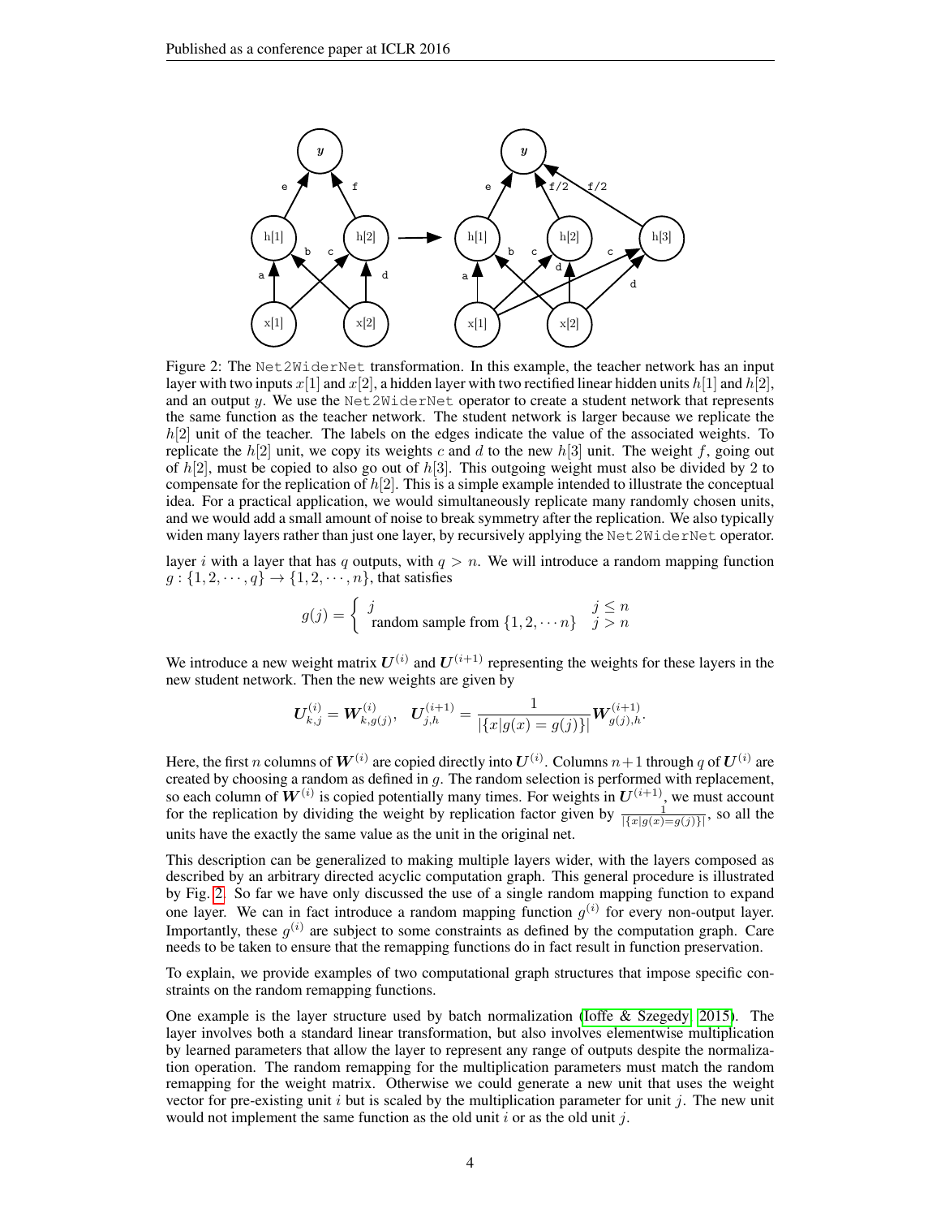Figure 2: The Net2WiderNet transformation. In this example, the teacher network has an input layer with two inputs $x[1]$ and $x[2]$, a hidden layer with two rectified linear hidden units $h[1]$ and $h[2]$, and an output $y$. We use the Net2WiderNet operator to create a student network that represents the same function as the teacher network. The student network is larger because we replicate the $h[2]$ unit of the teacher. The labels on the edges indicate the value of the associated weights. To replicate the $h[2]$ unit, we copy its weights $c$ and $d$ to the new $h[3]$ unit. The weight $f$, going out of $h[2]$, must be copied to also go out of $h[3]$. This outgoing weight must also be divided by 2 to compensate for the replication of $h[2]$. This is a simple example intended to illustrate the conceptual idea. For a practical application, we would simultaneously replicate many randomly chosen units, and we would add a small amount of noise to break symmetry after the replication. We also typically widen many layers rather than just one layer, by recursively applying the Net2WiderNet operator.

layer $i$ with a layer that has $q$ outputs, with $q > n$. We will introduce a random mapping function $g : \{1, 2, \cdots, q\} \rightarrow \{1, 2, \cdots, n\}$, that satisfies

$$g(j) = \begin{cases} j & j \leq n \\ \text{random sample from } \{1, 2, \cdots n\} & j > n \end{cases}$$

We introduce a new weight matrix $\boldsymbol{U}^{(i)}$ and $\boldsymbol{U}^{(i+1)}$ representing the weights for these layers in the new student network. Then the new weights are given by

$$\boldsymbol{U}^{(i)}_{k,j} = \boldsymbol{W}^{(i)}_{k,g(j)}, \quad \boldsymbol{U}^{(i+1)}_{j,h} = \frac{1}{|\{x|g(x) = g(j)\}|} \boldsymbol{W}^{(i+1)}_{g(j),h}.$$

Here, the first $n$ columns of $\boldsymbol{W}^{(i)}$ are copied directly into $\boldsymbol{U}^{(i)}$. Columns $n+1$ through $q$ of $\boldsymbol{U}^{(i)}$ are created by choosing a random as defined in $g$. The random selection is performed with replacement, so each column of $\boldsymbol{W}^{(i)}$ is copied potentially many times. For weights in $\boldsymbol{U}^{(i+1)}$, we must account for the replication by dividing the weight by replication factor given by $\frac{1}{|\{x|g(x)=g(j)\}|}$, so all the units have the exactly the same value as the unit in the original net.

This description can be generalized to making multiple layers wider, with the layers composed as described by an arbitrary directed acyclic computation graph. This general procedure is illustrated by Fig. 2. So far we have only discussed the use of a single random mapping function to expand one layer. We can in fact introduce a random mapping function $g^{(i)}$ for every non-output layer. Importantly, these $g^{(i)}$ are subject to some constraints as defined by the computation graph. Care needs to be taken to ensure that the remapping functions do in fact result in function preservation.

To explain, we provide examples of two computational graph structures that impose specific constraints on the random remapping functions.

One example is the layer structure used by batch normalization (Ioffe & Szegedy, 2015). The layer involves both a standard linear transformation, but also involves elementwise multiplication by learned parameters that allow the layer to represent any range of outputs despite the normalization operation. The random remapping for the multiplication parameters must match the random remapping for the weight matrix. Otherwise we could generate a new unit that uses the weight vector for pre-existing unit $i$ but is scaled by the multiplication parameter for unit $j$. The new unit would not implement the same function as the old unit $i$ or as the old unit $j$.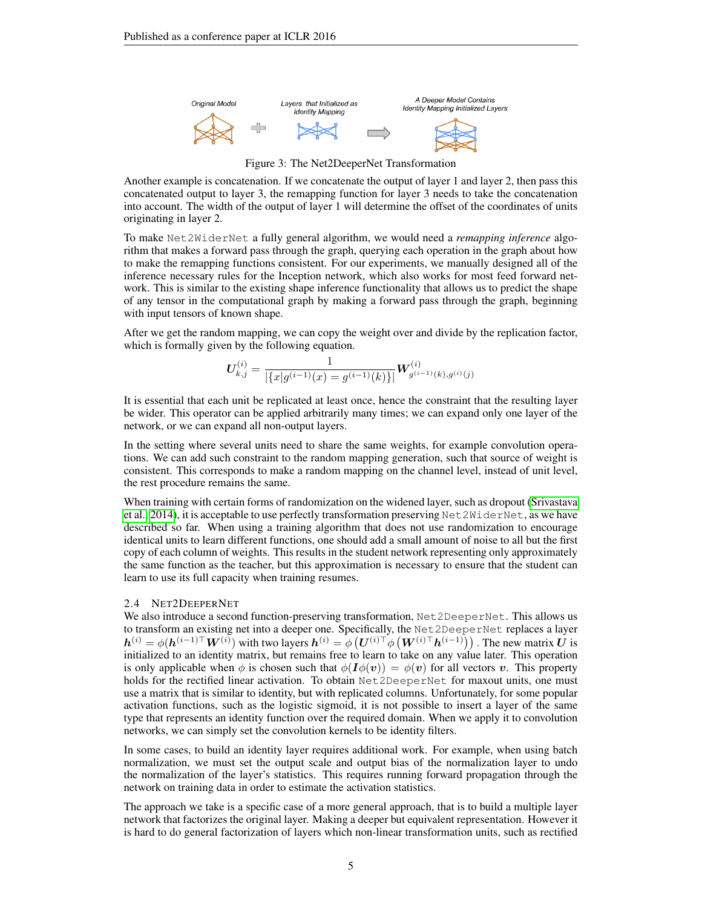Figure 3: The Net2DeeperNet Transformation

Another example is concatenation. If we concatenate the output of layer 1 and layer 2, then pass this concatenated output to layer 3, the remapping function for layer 3 needs to take the concatenation into account. The width of the output of layer 1 will determine the offset of the coordinates of units originating in layer 2.

To make Net2WiderNet a fully general algorithm, we would need a *remapping inference* algorithm that makes a forward pass through the graph, querying each operation in the graph about how to make the remapping functions consistent. For our experiments, we manually designed all of the inference necessary rules for the Inception network, which also works for most feed forward network. This is similar to the existing shape inference functionality that allows us to predict the shape of any tensor in the computational graph by making a forward pass through the graph, beginning with input tensors of known shape.

After we get the random mapping, we can copy the weight over and divide by the replication factor, which is formally given by the following equation.

$$\boldsymbol{U}_{k,j}^{(i)} = \frac{1}{|\{x|g^{(i-1)}(x) = g^{(i-1)}(k)\}|} \boldsymbol{W}_{g^{(i-1)}(k), g^{(i)}(j)}^{(i)}$$

It is essential that each unit be replicated at least once, hence the constraint that the resulting layer be wider. This operator can be applied arbitrarily many times; we can expand only one layer of the network, or we can expand all non-output layers.

In the setting where several units need to share the same weights, for example convolution operations. We can add such constraint to the random mapping generation, such that source of weight is consistent. This corresponds to make a random mapping on the channel level, instead of unit level, the rest procedure remains the same.

When training with certain forms of randomization on the widened layer, such as dropout (Srivastava et al., 2014), it is acceptable to use perfectly transformation preserving Net2WiderNet, as we have described so far. When using a training algorithm that does not use randomization to encourage identical units to learn different functions, one should add a small amount of noise to all but the first copy of each column of weights. This results in the student network representing only approximately the same function as the teacher, but this approximation is necessary to ensure that the student can learn to use its full capacity when training resumes.

### 2.4 Net2DeeperNet

We also introduce a second function-preserving transformation, Net2DeeperNet. This allows us to transform an existing net into a deeper one. Specifically, the Net2DeeperNet replaces a layer $\boldsymbol{h}^{(i)} = \phi(\boldsymbol{h}^{(i-1)\top}\boldsymbol{W}^{(i)})$ with two layers $\boldsymbol{h}^{(i)} = \phi\left(\boldsymbol{U}^{(i)\top}\phi\left(\boldsymbol{W}^{(i)\top}\boldsymbol{h}^{(i-1)}\right)\right)$. The new matrix $\boldsymbol{U}$ is initialized to an identity matrix, but remains free to learn to take on any value later. This operation is only applicable when $\phi$ is chosen such that $\phi(\boldsymbol{I}\phi(\boldsymbol{v})) = \phi(\boldsymbol{v})$ for all vectors $\boldsymbol{v}$. This property holds for the rectified linear activation. To obtain Net2DeeperNet for maxout units, one must use a matrix that is similar to identity, but with replicated columns. Unfortunately, for some popular activation functions, such as the logistic sigmoid, it is not possible to insert a layer of the same type that represents an identity function over the required domain. When we apply it to convolution networks, we can simply set the convolution kernels to be identity filters.

In some cases, to build an identity layer requires additional work. For example, when using batch normalization, we must set the output scale and output bias of the normalization layer to undo the normalization of the layer's statistics. This requires running forward propagation through the network on training data in order to estimate the activation statistics.

The approach we take is a specific case of a more general approach, that is to build a multiple layer network that factorizes the original layer. Making a deeper but equivalent representation. However it is hard to do general factorization of layers which non-linear transformation units, such as rectified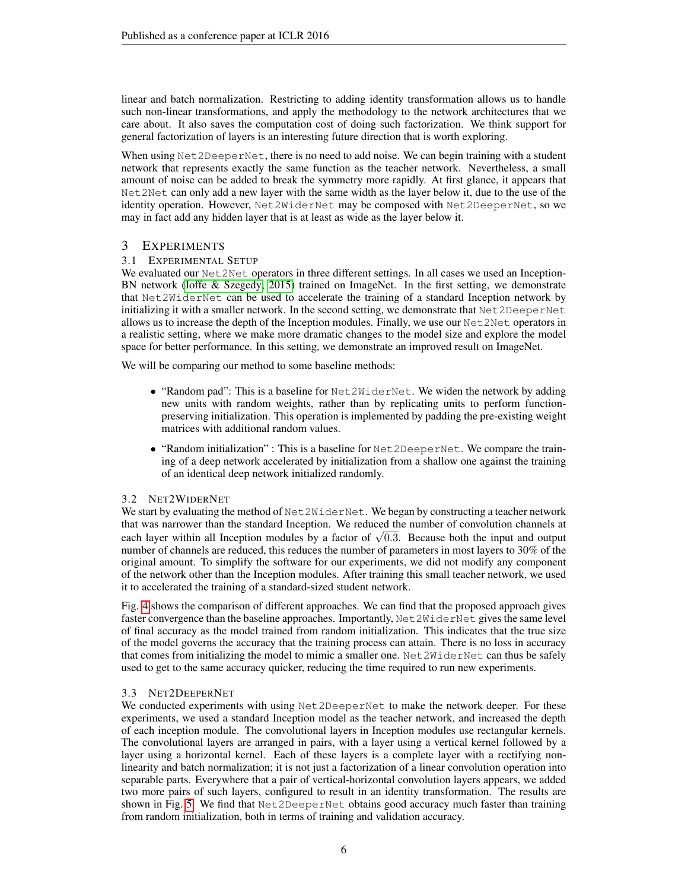linear and batch normalization. Restricting to adding identity transformation allows us to handle such non-linear transformations, and apply the methodology to the network architectures that we care about. It also saves the computation cost of doing such factorization. We think support for general factorization of layers is an interesting future direction that is worth exploring.

When using Net2DeeperNet, there is no need to add noise. We can begin training with a student network that represents exactly the same function as the teacher network. Nevertheless, a small amount of noise can be added to break the symmetry more rapidly. At first glance, it appears that Net2Net can only add a new layer with the same width as the layer below it, due to the use of the identity operation. However, Net2WiderNet may be composed with Net2DeeperNet, so we may in fact add any hidden layer that is at least as wide as the layer below it.

## 3 Experiments

### 3.1 Experimental Setup

We evaluated our Net2Net operators in three different settings. In all cases we used an Inception-BN network (Ioffe & Szegedy, 2015) trained on ImageNet. In the first setting, we demonstrate that Net2WiderNet can be used to accelerate the training of a standard Inception network by initializing it with a smaller network. In the second setting, we demonstrate that Net2DeeperNet allows us to increase the depth of the Inception modules. Finally, we use our Net2Net operators in a realistic setting, where we make more dramatic changes to the model size and explore the model space for better performance. In this setting, we demonstrate an improved result on ImageNet.

We will be comparing our method to some baseline methods:

- "Random pad": This is a baseline for Net2WiderNet. We widen the network by adding new units with random weights, rather than by replicating units to perform function-preserving initialization. This operation is implemented by padding the pre-existing weight matrices with additional random values.
- "Random initialization" : This is a baseline for Net2DeeperNet. We compare the training of a deep network accelerated by initialization from a shallow one against the training of an identical deep network initialized randomly.

### 3.2 Net2WiderNet

We start by evaluating the method of Net2WiderNet. We began by constructing a teacher network that was narrower than the standard Inception. We reduced the number of convolution channels at each layer within all Inception modules by a factor of $\sqrt{0.3}$. Because both the input and output number of channels are reduced, this reduces the number of parameters in most layers to 30% of the original amount. To simplify the software for our experiments, we did not modify any component of the network other than the Inception modules. After training this small teacher network, we used it to accelerated the training of a standard-sized student network.

Fig. 4 shows the comparison of different approaches. We can find that the proposed approach gives faster convergence than the baseline approaches. Importantly, Net2WiderNet gives the same level of final accuracy as the model trained from random initialization. This indicates that the true size of the model governs the accuracy that the training process can attain. There is no loss in accuracy that comes from initializing the model to mimic a smaller one. Net2WiderNet can thus be safely used to get to the same accuracy quicker, reducing the time required to run new experiments.

### 3.3 Net2DeeperNet

We conducted experiments with using Net2DeeperNet to make the network deeper. For these experiments, we used a standard Inception model as the teacher network, and increased the depth of each inception module. The convolutional layers in Inception modules use rectangular kernels. The convolutional layers are arranged in pairs, with a layer using a vertical kernel followed by a layer using a horizontal kernel. Each of these layers is a complete layer with a rectifying non-linearity and batch normalization; it is not just a factorization of a linear convolution operation into separable parts. Everywhere that a pair of vertical-horizontal convolution layers appears, we added two more pairs of such layers, configured to result in an identity transformation. The results are shown in Fig. 5. We find that Net2DeeperNet obtains good accuracy much faster than training from random initialization, both in terms of training and validation accuracy.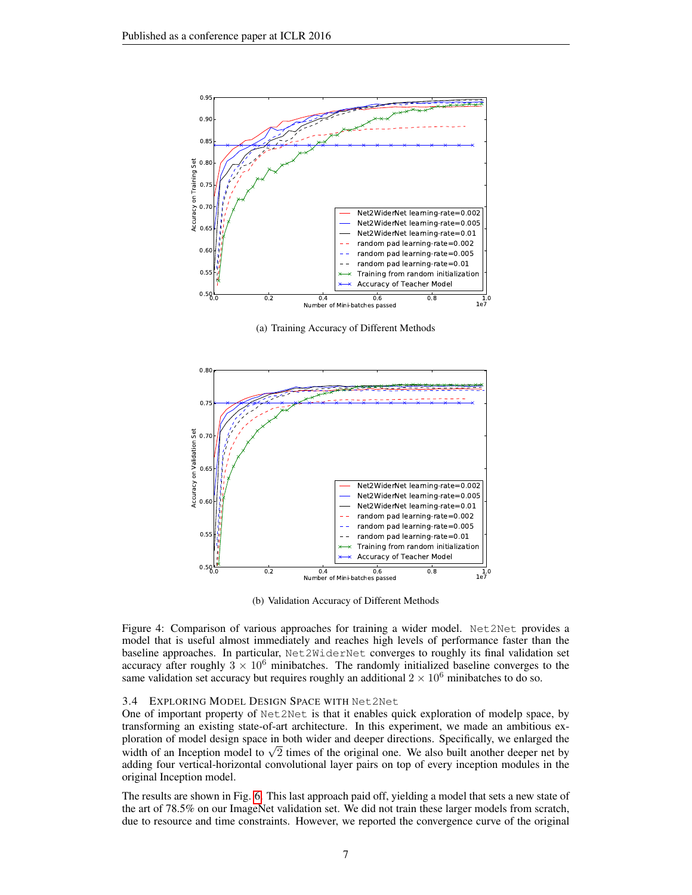(a) Training Accuracy of Different Methods

(b) Validation Accuracy of Different Methods

Figure 4: Comparison of various approaches for training a wider model. Net2Net provides a model that is useful almost immediately and reaches high levels of performance faster than the baseline approaches. In particular, Net2WiderNet converges to roughly its final validation set accuracy after roughly $3 \times 10^6$ minibatches. The randomly initialized baseline converges to the same validation set accuracy but requires roughly an additional $2 \times 10^6$ minibatches to do so.

### 3.4 Exploring Model Design Space with Net2Net

One of important property of Net2Net is that it enables quick exploration of modelp space, by transforming an existing state-of-art architecture. In this experiment, we made an ambitious exploration of model design space in both wider and deeper directions. Specifically, we enlarged the width of an Inception model to $\sqrt{2}$ times of the original one. We also built another deeper net by adding four vertical-horizontal convolutional layer pairs on top of every inception modules in the original Inception model.

The results are shown in Fig. 6. This last approach paid off, yielding a model that sets a new state of the art of 78.5% on our ImageNet validation set. We did not train these larger models from scratch, due to resource and time constraints. However, we reported the convergence curve of the original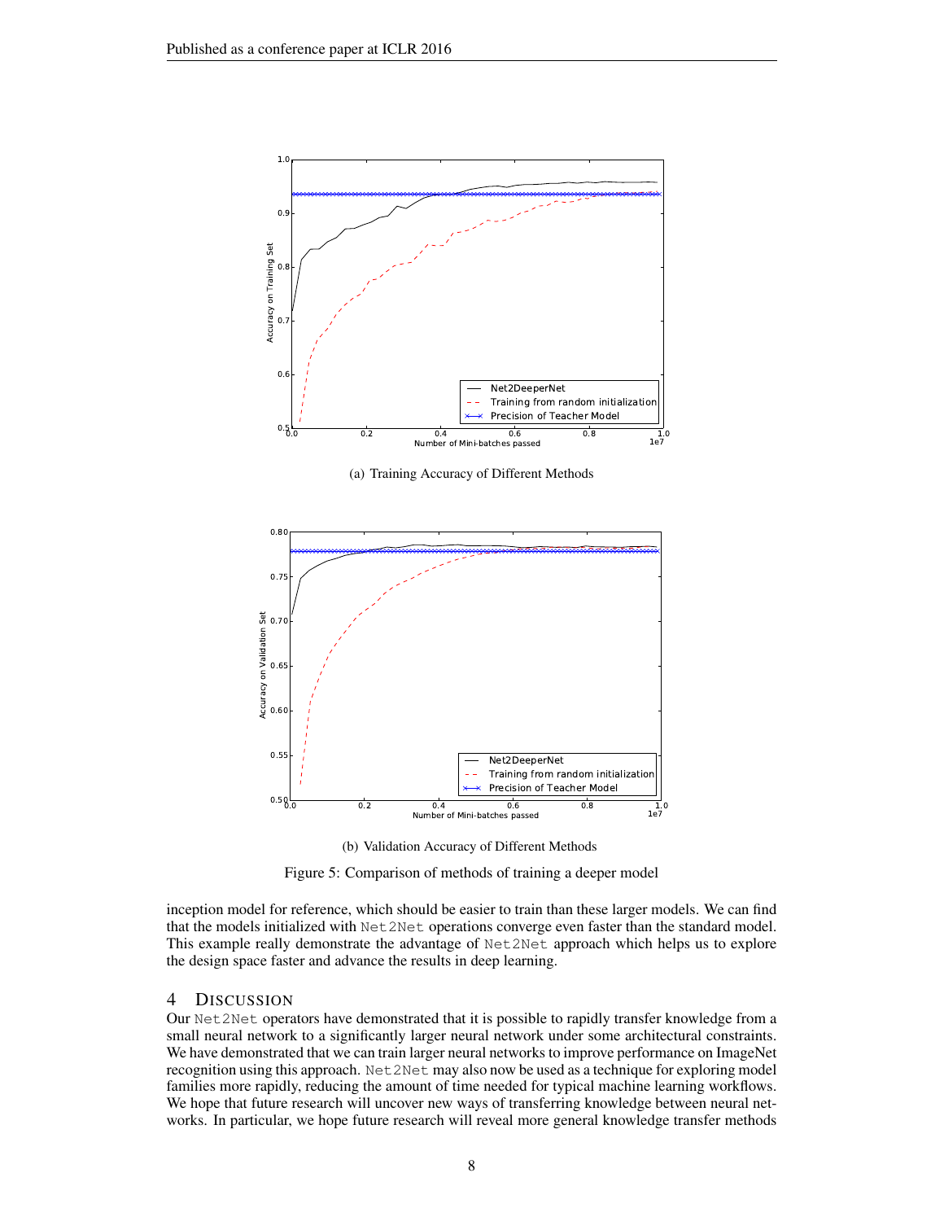(a) Training Accuracy of Different Methods

(b) Validation Accuracy of Different Methods

Figure 5: Comparison of methods of training a deeper model

inception model for reference, which should be easier to train than these larger models. We can find that the models initialized with Net2Net operations converge even faster than the standard model. This example really demonstrate the advantage of Net2Net approach which helps us to explore the design space faster and advance the results in deep learning.

## 4 Discussion

Our Net2Net operators have demonstrated that it is possible to rapidly transfer knowledge from a small neural network to a significantly larger neural network under some architectural constraints. We have demonstrated that we can train larger neural networks to improve performance on ImageNet recognition using this approach. Net2Net may also now be used as a technique for exploring model families more rapidly, reducing the amount of time needed for typical machine learning workflows. We hope that future research will uncover new ways of transferring knowledge between neural networks. In particular, we hope future research will reveal more general knowledge transfer methods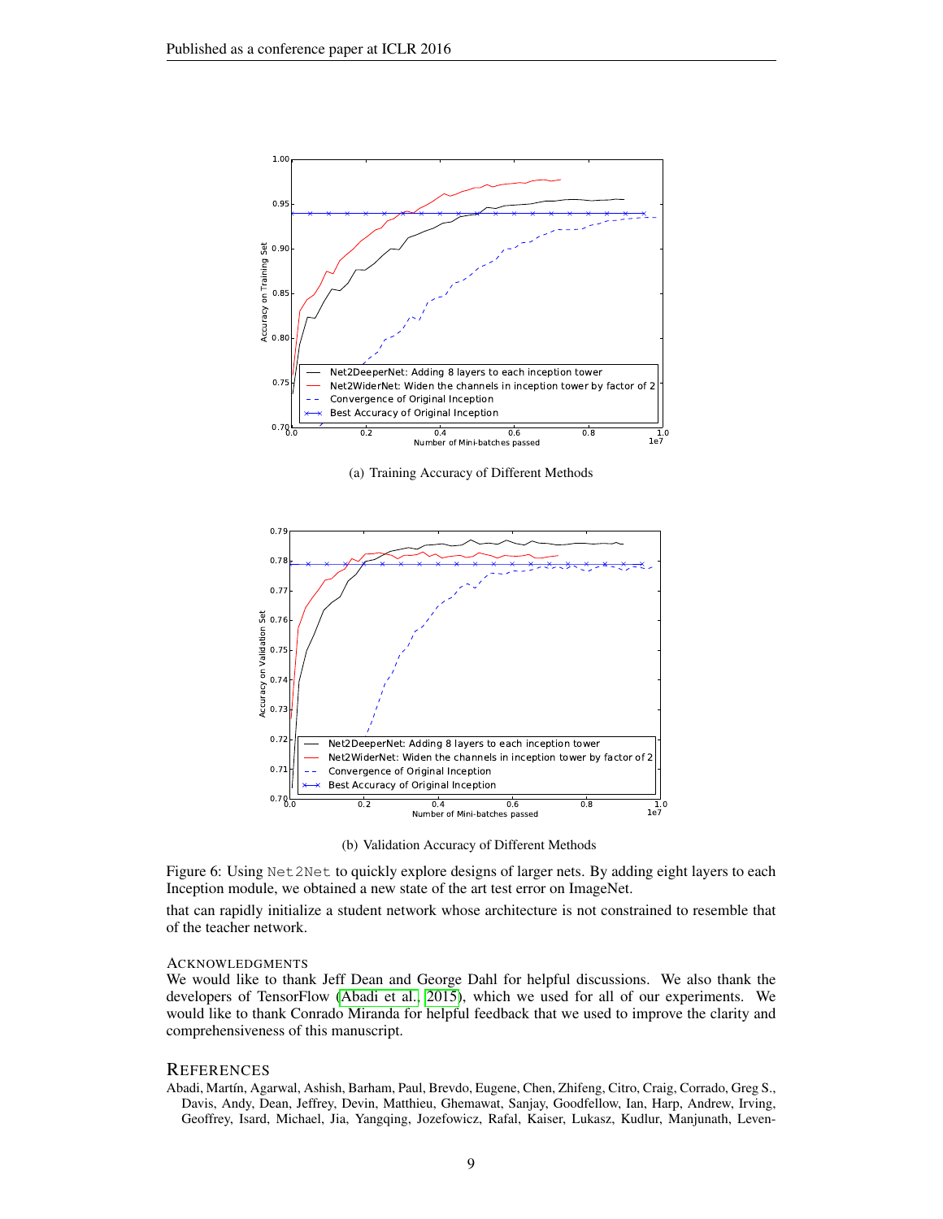(a) Training Accuracy of Different Methods

(b) Validation Accuracy of Different Methods

Figure 6: Using Net2Net to quickly explore designs of larger nets. By adding eight layers to each Inception module, we obtained a new state of the art test error on ImageNet.

that can rapidly initialize a student network whose architecture is not constrained to resemble that of the teacher network.

## ACKNOWLEDGMENTS

We would like to thank Jeff Dean and George Dahl for helpful discussions. We also thank the developers of TensorFlow (Abadi et al., 2015), which we used for all of our experiments. We would like to thank Conrado Miranda for helpful feedback that we used to improve the clarity and comprehensiveness of this manuscript.

## REFERENCES

Abadi, Martín, Agarwal, Ashish, Barham, Paul, Brevdo, Eugene, Chen, Zhifeng, Citro, Craig, Corrado, Greg S., Davis, Andy, Dean, Jeffrey, Devin, Matthieu, Ghemawat, Sanjay, Goodfellow, Ian, Harp, Andrew, Irving, Geoffrey, Isard, Michael, Jia, Yangqing, Jozefowicz, Rafal, Kaiser, Lukasz, Kudlur, Manjunath, Leven-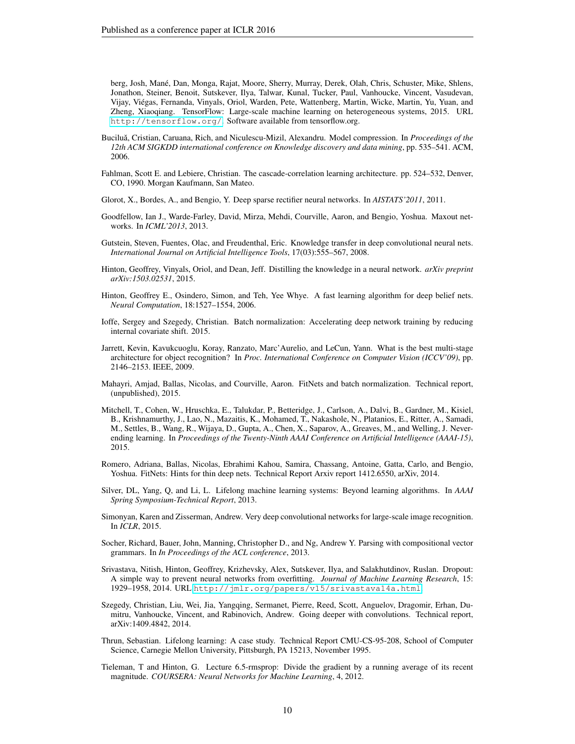berg, Josh, Mané, Dan, Monga, Rajat, Moore, Sherry, Murray, Derek, Olah, Chris, Schuster, Mike, Shlens, Jonathon, Steiner, Benoit, Sutskever, Ilya, Talwar, Kunal, Tucker, Paul, Vanhoucke, Vincent, Vasudevan, Vijay, Viégas, Fernanda, Vinyals, Oriol, Warden, Pete, Wattenberg, Martin, Wicke, Martin, Yu, Yuan, and Zheng, Xiaoqiang. TensorFlow: Large-scale machine learning on heterogeneous systems, 2015. URL http://tensorflow.org/. Software available from tensorflow.org.

Buciluǎ, Cristian, Caruana, Rich, and Niculescu-Mizil, Alexandru. Model compression. In *Proceedings of the 12th ACM SIGKDD international conference on Knowledge discovery and data mining*, pp. 535–541. ACM, 2006.

Fahlman, Scott E. and Lebiere, Christian. The cascade-correlation learning architecture. pp. 524–532, Denver, CO, 1990. Morgan Kaufmann, San Mateo.

Glorot, X., Bordes, A., and Bengio, Y. Deep sparse rectifier neural networks. In *AISTATS'2011*, 2011.

Goodfellow, Ian J., Warde-Farley, David, Mirza, Mehdi, Courville, Aaron, and Bengio, Yoshua. Maxout networks. In *ICML'2013*, 2013.

Gutstein, Steven, Fuentes, Olac, and Freudenthal, Eric. Knowledge transfer in deep convolutional neural nets. *International Journal on Artificial Intelligence Tools*, 17(03):555–567, 2008.

Hinton, Geoffrey, Vinyals, Oriol, and Dean, Jeff. Distilling the knowledge in a neural network. *arXiv preprint arXiv:1503.02531*, 2015.

Hinton, Geoffrey E., Osindero, Simon, and Teh, Yee Whye. A fast learning algorithm for deep belief nets. *Neural Computation*, 18:1527–1554, 2006.

Ioffe, Sergey and Szegedy, Christian. Batch normalization: Accelerating deep network training by reducing internal covariate shift. 2015.

Jarrett, Kevin, Kavukcuoglu, Koray, Ranzato, Marc'Aurelio, and LeCun, Yann. What is the best multi-stage architecture for object recognition? In *Proc. International Conference on Computer Vision (ICCV'09)*, pp. 2146–2153. IEEE, 2009.

Mahayri, Amjad, Ballas, Nicolas, and Courville, Aaron. FitNets and batch normalization. Technical report, (unpublished), 2015.

Mitchell, T., Cohen, W., Hruschka, E., Talukdar, P., Betteridge, J., Carlson, A., Dalvi, B., Gardner, M., Kisiel, B., Krishnamurthy, J., Lao, N., Mazaitis, K., Mohamed, T., Nakashole, N., Platanios, E., Ritter, A., Samadi, M., Settles, B., Wang, R., Wijaya, D., Gupta, A., Chen, X., Saparov, A., Greaves, M., and Welling, J. Never-ending learning. In *Proceedings of the Twenty-Ninth AAAI Conference on Artificial Intelligence (AAAI-15)*, 2015.

Romero, Adriana, Ballas, Nicolas, Ebrahimi Kahou, Samira, Chassang, Antoine, Gatta, Carlo, and Bengio, Yoshua. FitNets: Hints for thin deep nets. Technical Report Arxiv report 1412.6550, arXiv, 2014.

Silver, DL, Yang, Q, and Li, L. Lifelong machine learning systems: Beyond learning algorithms. In *AAAI Spring Symposium-Technical Report*, 2013.

Simonyan, Karen and Zisserman, Andrew. Very deep convolutional networks for large-scale image recognition. In *ICLR*, 2015.

Socher, Richard, Bauer, John, Manning, Christopher D., and Ng, Andrew Y. Parsing with compositional vector grammars. In *In Proceedings of the ACL conference*, 2013.

Srivastava, Nitish, Hinton, Geoffrey, Krizhevsky, Alex, Sutskever, Ilya, and Salakhutdinov, Ruslan. Dropout: A simple way to prevent neural networks from overfitting. *Journal of Machine Learning Research*, 15: 1929–1958, 2014. URL http://jmlr.org/papers/v15/srivastava14a.html.

Szegedy, Christian, Liu, Wei, Jia, Yangqing, Sermanet, Pierre, Reed, Scott, Anguelov, Dragomir, Erhan, Dumitru, Vanhoucke, Vincent, and Rabinovich, Andrew. Going deeper with convolutions. Technical report, arXiv:1409.4842, 2014.

Thrun, Sebastian. Lifelong learning: A case study. Technical Report CMU-CS-95-208, School of Computer Science, Carnegie Mellon University, Pittsburgh, PA 15213, November 1995.

Tieleman, T and Hinton, G. Lecture 6.5-rmsprop: Divide the gradient by a running average of its recent magnitude. *COURSERA: Neural Networks for Machine Learning*, 4, 2012.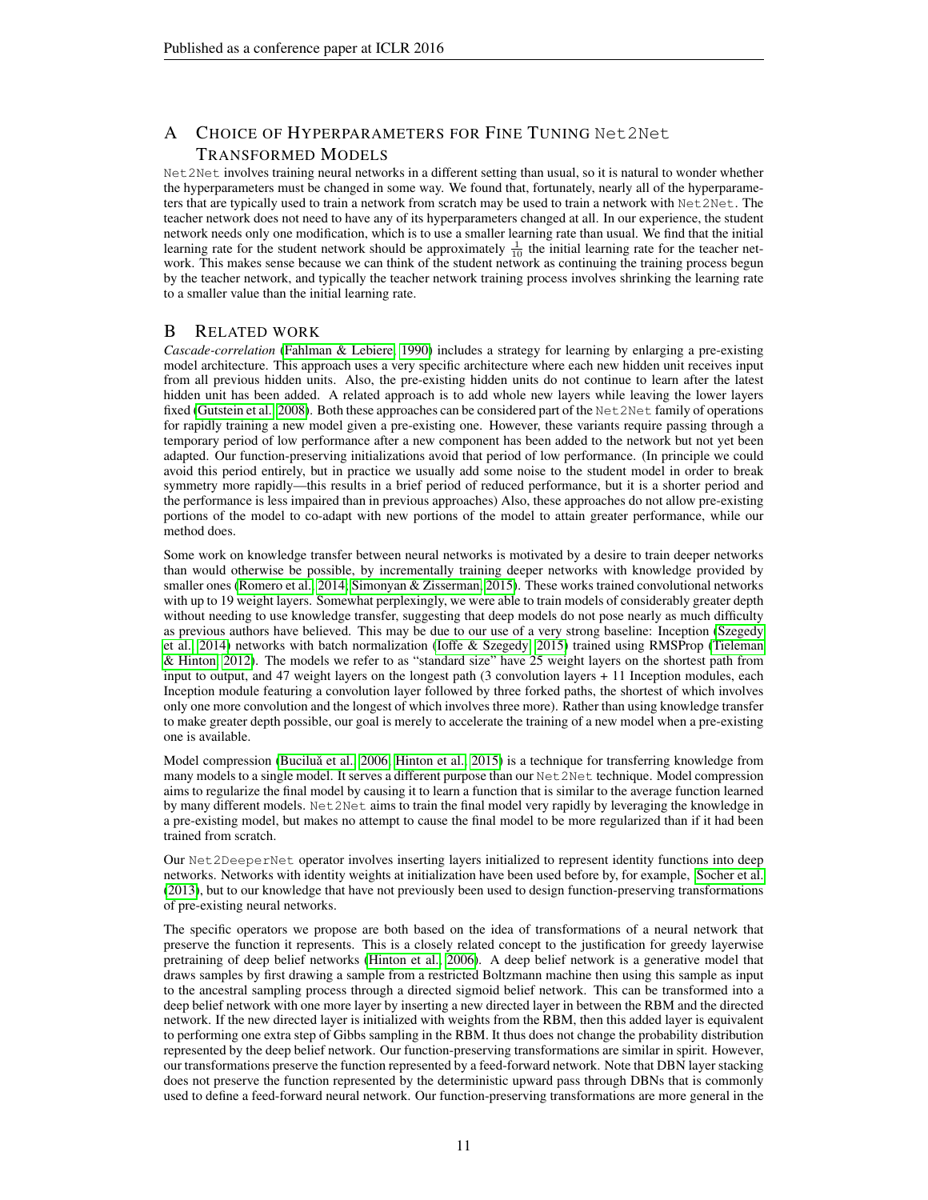## A Choice of Hyperparameters for Fine Tuning Net2Net Transformed Models

Net2Net involves training neural networks in a different setting than usual, so it is natural to wonder whether the hyperparameters must be changed in some way. We found that, fortunately, nearly all of the hyperparameters that are typically used to train a network from scratch may be used to train a network with Net2Net. The teacher network does not need to have any of its hyperparameters changed at all. In our experience, the student network needs only one modification, which is to use a smaller learning rate than usual. We find that the initial learning rate for the student network should be approximately $\frac{1}{10}$ the initial learning rate for the teacher network. This makes sense because we can think of the student network as continuing the training process begun by the teacher network, and typically the teacher network training process involves shrinking the learning rate to a smaller value than the initial learning rate.

## B Related Work

*Cascade-correlation* (Fahlman & Lebiere, 1990) includes a strategy for learning by enlarging a pre-existing model architecture. This approach uses a very specific architecture where each new hidden unit receives input from all previous hidden units. Also, the pre-existing hidden units do not continue to learn after the latest hidden unit has been added. A related approach is to add whole new layers while leaving the lower layers fixed (Gutstein et al., 2008). Both these approaches can be considered part of the Net2Net family of operations for rapidly training a new model given a pre-existing one. However, these variants require passing through a temporary period of low performance after a new component has been added to the network but not yet been adapted. Our function-preserving initializations avoid that period of low performance. (In principle we could avoid this period entirely, but in practice we usually add some noise to the student model in order to break symmetry more rapidly—this results in a brief period of reduced performance, but it is a shorter period and the performance is less impaired than in previous approaches) Also, these approaches do not allow pre-existing portions of the model to co-adapt with new portions of the model to attain greater performance, while our method does.

Some work on knowledge transfer between neural networks is motivated by a desire to train deeper networks than would otherwise be possible, by incrementally training deeper networks with knowledge provided by smaller ones (Romero et al., 2014; Simonyan & Zisserman, 2015). These works trained convolutional networks with up to 19 weight layers. Somewhat perplexingly, we were able to train models of considerably greater depth without needing to use knowledge transfer, suggesting that deep models do not pose nearly as much difficulty as previous authors have believed. This may be due to our use of a very strong baseline: Inception (Szegedy et al., 2014) networks with batch normalization (Ioffe & Szegedy, 2015) trained using RMSProp (Tieleman & Hinton, 2012). The models we refer to as "standard size" have 25 weight layers on the shortest path from input to output, and 47 weight layers on the longest path (3 convolution layers + 11 Inception modules, each Inception module featuring a convolution layer followed by three forked paths, the shortest of which involves only one more convolution and the longest of which involves three more). Rather than using knowledge transfer to make greater depth possible, our goal is merely to accelerate the training of a new model when a pre-existing one is available.

Model compression (Buciluă et al., 2006; Hinton et al., 2015) is a technique for transferring knowledge from many models to a single model. It serves a different purpose than our Net2Net technique. Model compression aims to regularize the final model by causing it to learn a function that is similar to the average function learned by many different models. Net2Net aims to train the final model very rapidly by leveraging the knowledge in a pre-existing model, but makes no attempt to cause the final model to be more regularized than if it had been trained from scratch.

Our Net2DeeperNet operator involves inserting layers initialized to represent identity functions into deep networks. Networks with identity weights at initialization have been used before by, for example, Socher et al. (2013), but to our knowledge that have not previously been used to design function-preserving transformations of pre-existing neural networks.

The specific operators we propose are both based on the idea of transformations of a neural network that preserve the function it represents. This is a closely related concept to the justification for greedy layerwise pretraining of deep belief networks (Hinton et al., 2006). A deep belief network is a generative model that draws samples by first drawing a sample from a restricted Boltzmann machine then using this sample as input to the ancestral sampling process through a directed sigmoid belief network. This can be transformed into a deep belief network with one more layer by inserting a new directed layer in between the RBM and the directed network. If the new directed layer is initialized with weights from the RBM, then this added layer is equivalent to performing one extra step of Gibbs sampling in the RBM. It thus does not change the probability distribution represented by the deep belief network. Our function-preserving transformations are similar in spirit. However, our transformations preserve the function represented by a feed-forward network. Note that DBN layer stacking does not preserve the function represented by the deterministic upward pass through DBNs that is commonly used to define a feed-forward neural network. Our function-preserving transformations are more general in the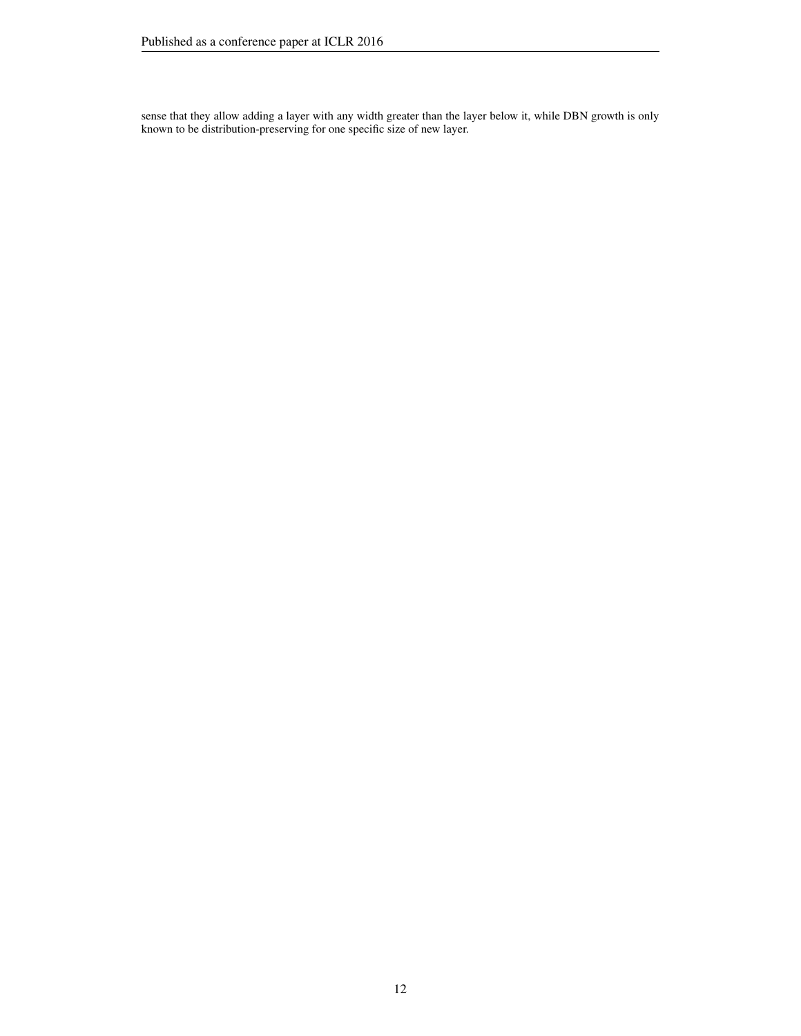sense that they allow adding a layer with any width greater than the layer below it, while DBN growth is only known to be distribution-preserving for one specific size of new layer.